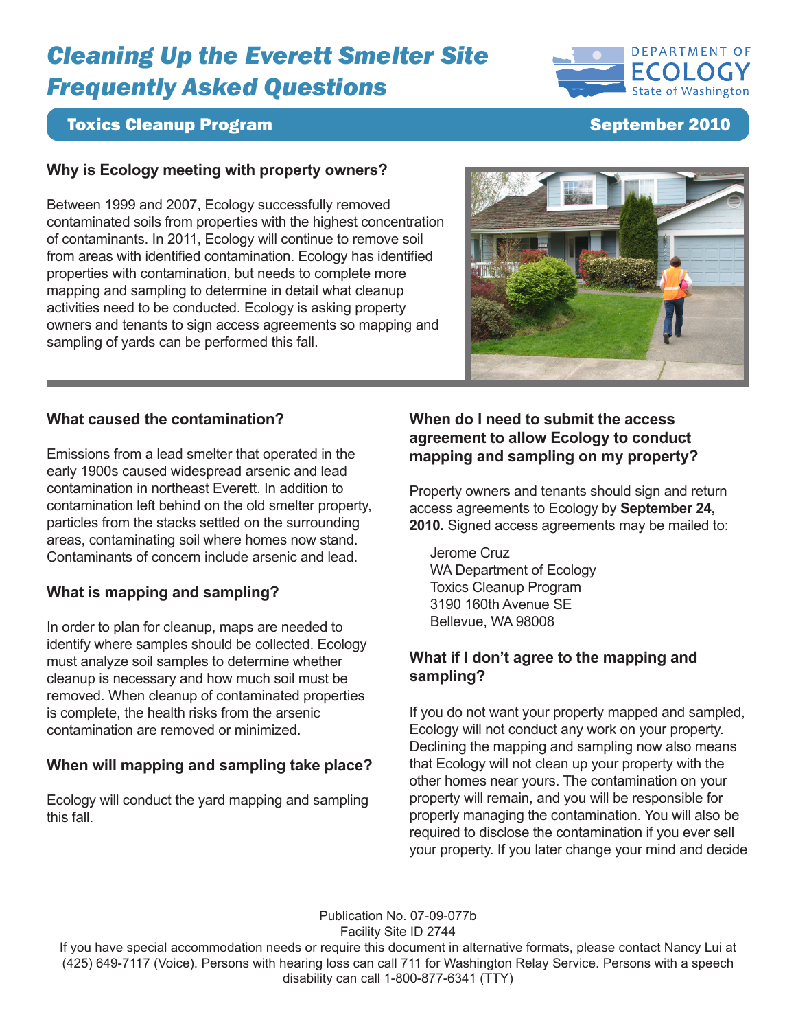# Cleaning Up the Everett Smelter Site Frequently Asked Questions

**Toxics Cleanup Program** — **September 2010**

## Why is Ecology meeting with property owners?

Between 1999 and 2007, Ecology successfully removed contaminated soils from properties with the highest concentration of contaminants. In 2011, Ecology will continue to remove soil from areas with identified contamination. Ecology has identified properties with contamination, but needs to complete more mapping and sampling to determine in detail what cleanup activities need to be conducted. Ecology is asking property owners and tenants to sign access agreements so mapping and sampling of yards can be performed this fall.

## What caused the contamination?

Emissions from a lead smelter that operated in the early 1900s caused widespread arsenic and lead contamination in northeast Everett. In addition to contamination left behind on the old smelter property, particles from the stacks settled on the surrounding areas, contaminating soil where homes now stand. Contaminants of concern include arsenic and lead.

## What is mapping and sampling?

In order to plan for cleanup, maps are needed to identify where samples should be collected. Ecology must analyze soil samples to determine whether cleanup is necessary and how much soil must be removed. When cleanup of contaminated properties is complete, the health risks from the arsenic contamination are removed or minimized.

## When will mapping and sampling take place?

Ecology will conduct the yard mapping and sampling this fall.

## When do I need to submit the access agreement to allow Ecology to conduct mapping and sampling on my property?

Property owners and tenants should sign and return access agreements to Ecology by **September 24, 2010.** Signed access agreements may be mailed to:

Jerome Cruz
WA Department of Ecology
Toxics Cleanup Program
3190 160th Avenue SE
Bellevue, WA 98008

## What if I don't agree to the mapping and sampling?

If you do not want your property mapped and sampled, Ecology will not conduct any work on your property. Declining the mapping and sampling now also means that Ecology will not clean up your property with the other homes near yours. The contamination on your property will remain, and you will be responsible for properly managing the contamination. You will also be required to disclose the contamination if you ever sell your property. If you later change your mind and decide

Publication No. 07-09-077b
Facility Site ID 2744
If you have special accommodation needs or require this document in alternative formats, please contact Nancy Lui at (425) 649-7117 (Voice). Persons with hearing loss can call 711 for Washington Relay Service. Persons with a speech disability can call 1-800-877-6341 (TTY)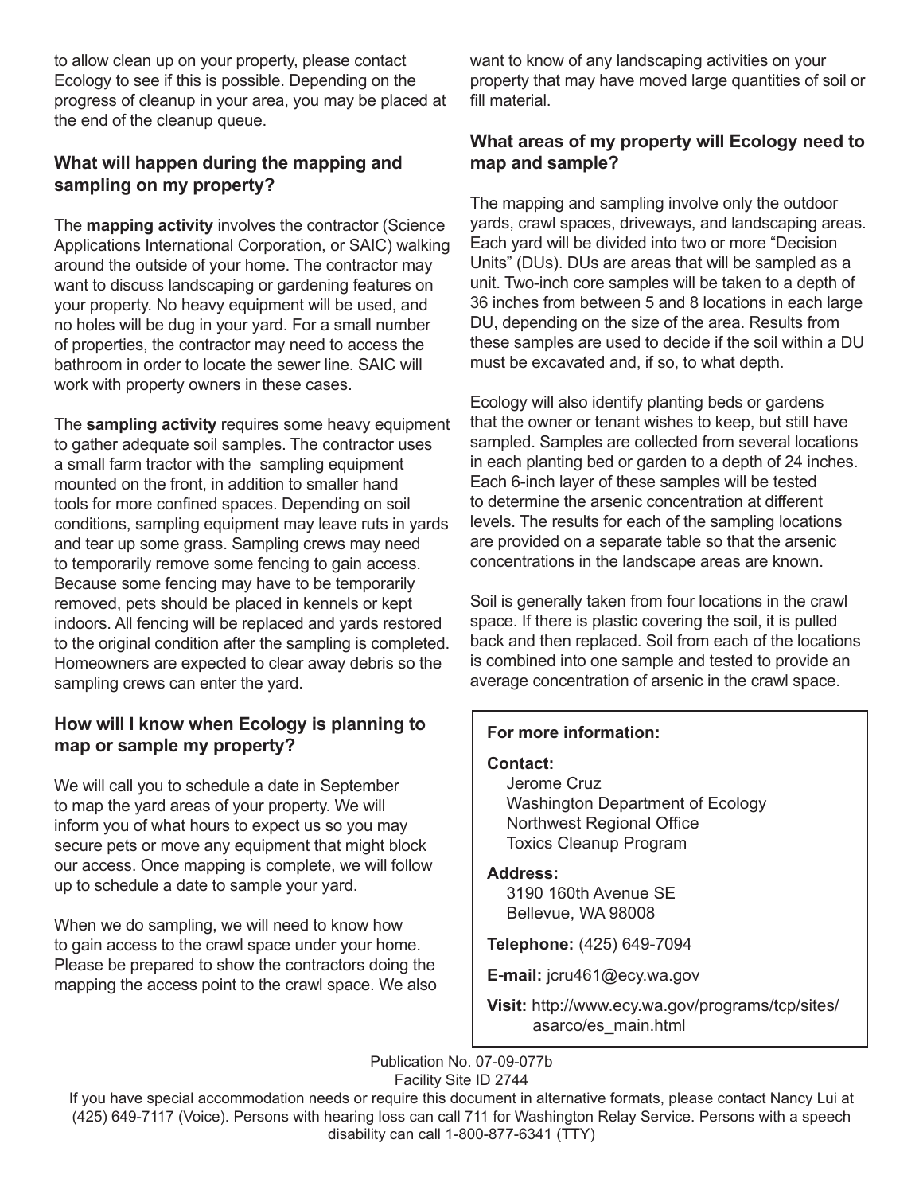to allow clean up on your property, please contact Ecology to see if this is possible. Depending on the progress of cleanup in your area, you may be placed at the end of the cleanup queue.

### What will happen during the mapping and sampling on my property?

The **mapping activity** involves the contractor (Science Applications International Corporation, or SAIC) walking around the outside of your home. The contractor may want to discuss landscaping or gardening features on your property. No heavy equipment will be used, and no holes will be dug in your yard. For a small number of properties, the contractor may need to access the bathroom in order to locate the sewer line. SAIC will work with property owners in these cases.

The **sampling activity** requires some heavy equipment to gather adequate soil samples. The contractor uses a small farm tractor with the sampling equipment mounted on the front, in addition to smaller hand tools for more confined spaces. Depending on soil conditions, sampling equipment may leave ruts in yards and tear up some grass. Sampling crews may need to temporarily remove some fencing to gain access. Because some fencing may have to be temporarily removed, pets should be placed in kennels or kept indoors. All fencing will be replaced and yards restored to the original condition after the sampling is completed. Homeowners are expected to clear away debris so the sampling crews can enter the yard.

### How will I know when Ecology is planning to map or sample my property?

We will call you to schedule a date in September to map the yard areas of your property. We will inform you of what hours to expect us so you may secure pets or move any equipment that might block our access. Once mapping is complete, we will follow up to schedule a date to sample your yard.

When we do sampling, we will need to know how to gain access to the crawl space under your home. Please be prepared to show the contractors doing the mapping the access point to the crawl space. We also want to know of any landscaping activities on your property that may have moved large quantities of soil or fill material.

### What areas of my property will Ecology need to map and sample?

The mapping and sampling involve only the outdoor yards, crawl spaces, driveways, and landscaping areas. Each yard will be divided into two or more "Decision Units" (DUs). DUs are areas that will be sampled as a unit. Two-inch core samples will be taken to a depth of 36 inches from between 5 and 8 locations in each large DU, depending on the size of the area. Results from these samples are used to decide if the soil within a DU must be excavated and, if so, to what depth.

Ecology will also identify planting beds or gardens that the owner or tenant wishes to keep, but still have sampled. Samples are collected from several locations in each planting bed or garden to a depth of 24 inches. Each 6-inch layer of these samples will be tested to determine the arsenic concentration at different levels. The results for each of the sampling locations are provided on a separate table so that the arsenic concentrations in the landscape areas are known.

Soil is generally taken from four locations in the crawl space. If there is plastic covering the soil, it is pulled back and then replaced. Soil from each of the locations is combined into one sample and tested to provide an average concentration of arsenic in the crawl space.

**For more information:**

**Contact:**
Jerome Cruz
Washington Department of Ecology
Northwest Regional Office
Toxics Cleanup Program

**Address:**
3190 160th Avenue SE
Bellevue, WA 98008

**Telephone:** (425) 649-7094

**E-mail:** jcru461@ecy.wa.gov

**Visit:** http://www.ecy.wa.gov/programs/tcp/sites/asarco/es_main.html

Publication No. 07-09-077b
Facility Site ID 2744

If you have special accommodation needs or require this document in alternative formats, please contact Nancy Lui at (425) 649-7117 (Voice). Persons with hearing loss can call 711 for Washington Relay Service. Persons with a speech disability can call 1-800-877-6341 (TTY)